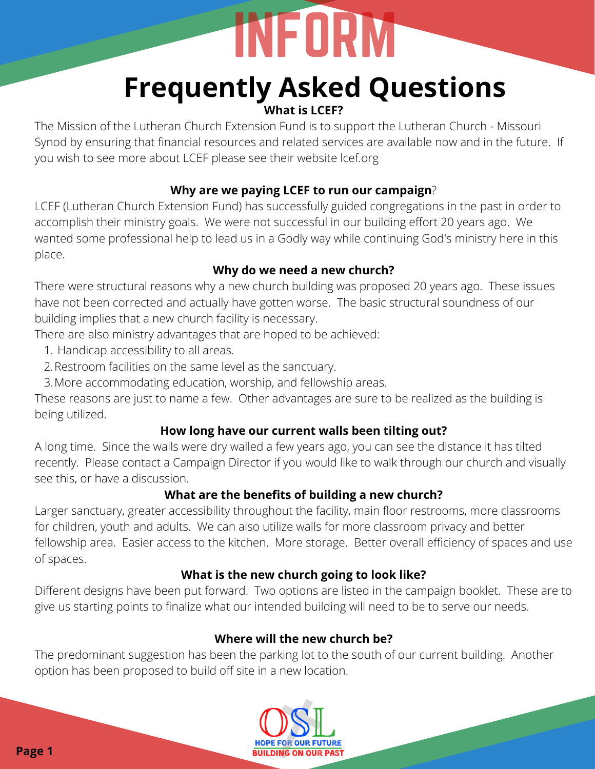# INFORM

## Frequently Asked Questions

### What is LCEF?

The Mission of the Lutheran Church Extension Fund is to support the Lutheran Church - Missouri Synod by ensuring that financial resources and related services are available now and in the future. If you wish to see more about LCEF please see their website lcef.org

### Why are we paying LCEF to run our campaign?

LCEF (Lutheran Church Extension Fund) has successfully guided congregations in the past in order to accomplish their ministry goals. We were not successful in our building effort 20 years ago. We wanted some professional help to lead us in a Godly way while continuing God's ministry here in this place.

### Why do we need a new church?

There were structural reasons why a new church building was proposed 20 years ago. These issues have not been corrected and actually have gotten worse. The basic structural soundness of our building implies that a new church facility is necessary.

There are also ministry advantages that are hoped to be achieved:

1. Handicap accessibility to all areas.
2. Restroom facilities on the same level as the sanctuary.
3. More accommodating education, worship, and fellowship areas.

These reasons are just to name a few. Other advantages are sure to be realized as the building is being utilized.

### How long have our current walls been tilting out?

A long time. Since the walls were dry walled a few years ago, you can see the distance it has tilted recently. Please contact a Campaign Director if you would like to walk through our church and visually see this, or have a discussion.

### What are the benefits of building a new church?

Larger sanctuary, greater accessibility throughout the facility, main floor restrooms, more classrooms for children, youth and adults. We can also utilize walls for more classroom privacy and better fellowship area. Easier access to the kitchen. More storage. Better overall efficiency of spaces and use of spaces.

### What is the new church going to look like?

Different designs have been put forward. Two options are listed in the campaign booklet. These are to give us starting points to finalize what our intended building will need to be to serve our needs.

### Where will the new church be?

The predominant suggestion has been the parking lot to the south of our current building. Another option has been proposed to build off site in a new location.

OSL

HOPE FOR OUR FUTURE

BUILDING ON OUR PAST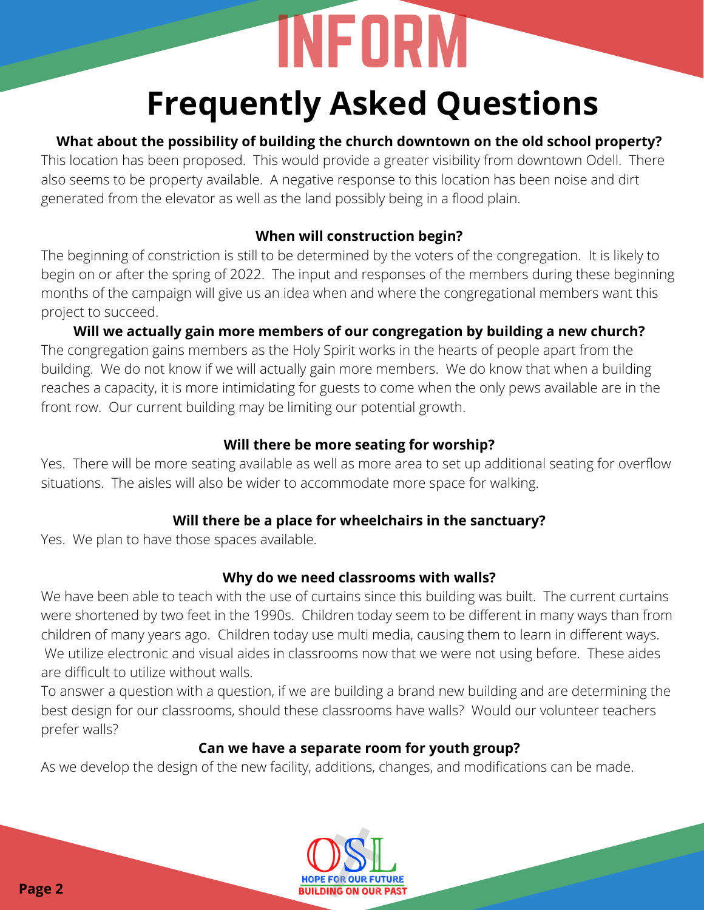# INFORM

## Frequently Asked Questions

**What about the possibility of building the church downtown on the old school property?**

This location has been proposed. This would provide a greater visibility from downtown Odell. There also seems to be property available. A negative response to this location has been noise and dirt generated from the elevator as well as the land possibly being in a flood plain.

**When will construction begin?**

The beginning of constriction is still to be determined by the voters of the congregation. It is likely to begin on or after the spring of 2022. The input and responses of the members during these beginning months of the campaign will give us an idea when and where the congregational members want this project to succeed.

**Will we actually gain more members of our congregation by building a new church?**

The congregation gains members as the Holy Spirit works in the hearts of people apart from the building. We do not know if we will actually gain more members. We do know that when a building reaches a capacity, it is more intimidating for guests to come when the only pews available are in the front row. Our current building may be limiting our potential growth.

**Will there be more seating for worship?**

Yes. There will be more seating available as well as more area to set up additional seating for overflow situations. The aisles will also be wider to accommodate more space for walking.

**Will there be a place for wheelchairs in the sanctuary?**

Yes. We plan to have those spaces available.

**Why do we need classrooms with walls?**

We have been able to teach with the use of curtains since this building was built. The current curtains were shortened by two feet in the 1990s. Children today seem to be different in many ways than from children of many years ago. Children today use multi media, causing them to learn in different ways. We utilize electronic and visual aides in classrooms now that we were not using before. These aides are difficult to utilize without walls.

To answer a question with a question, if we are building a brand new building and are determining the best design for our classrooms, should these classrooms have walls? Would our volunteer teachers prefer walls?

**Can we have a separate room for youth group?**

As we develop the design of the new facility, additions, changes, and modifications can be made.

OSL
HOPE FOR OUR FUTURE
BUILDING ON OUR PAST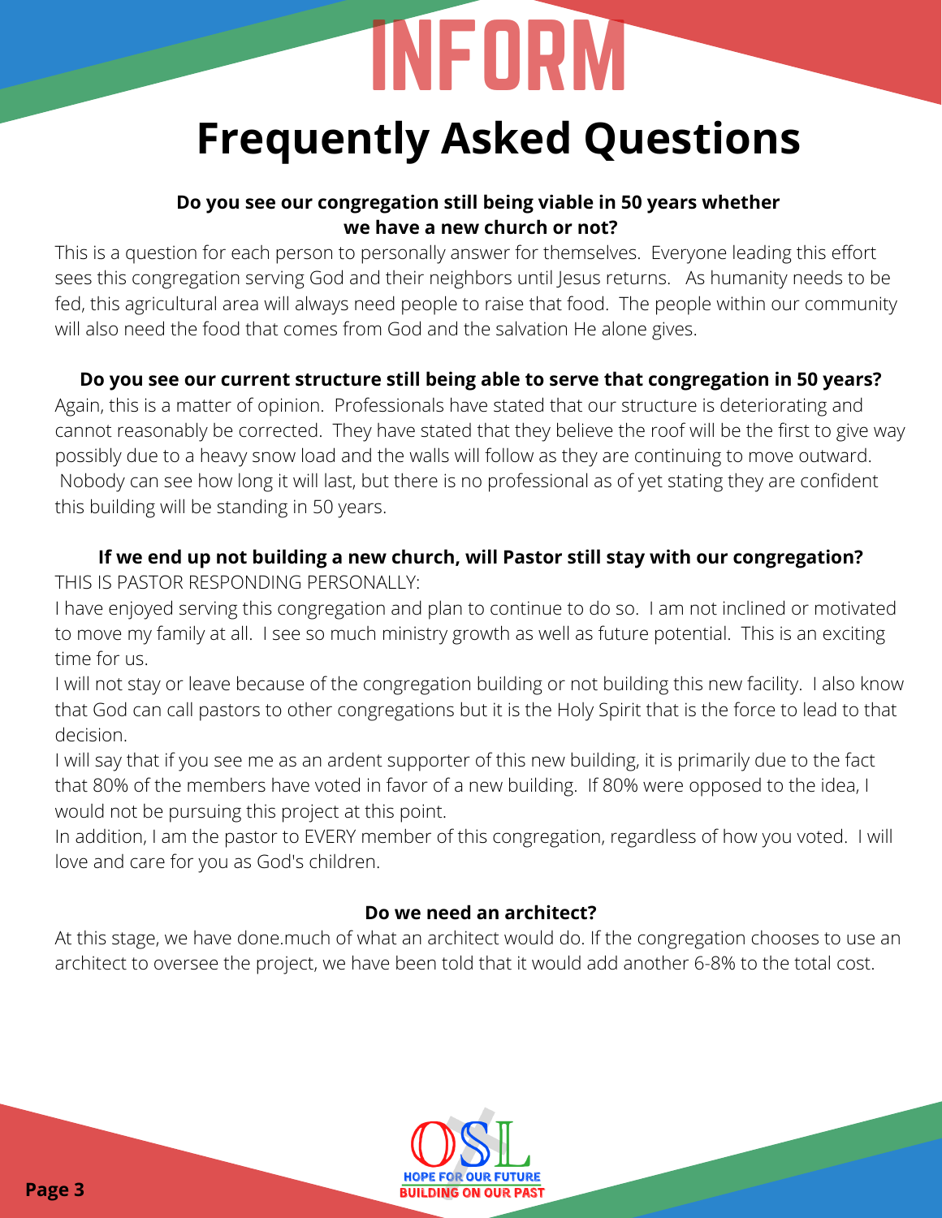# INFORM

## Frequently Asked Questions

**Do you see our congregation still being viable in 50 years whether we have a new church or not?**

This is a question for each person to personally answer for themselves. Everyone leading this effort sees this congregation serving God and their neighbors until Jesus returns. As humanity needs to be fed, this agricultural area will always need people to raise that food. The people within our community will also need the food that comes from God and the salvation He alone gives.

**Do you see our current structure still being able to serve that congregation in 50 years?**

Again, this is a matter of opinion. Professionals have stated that our structure is deteriorating and cannot reasonably be corrected. They have stated that they believe the roof will be the first to give way possibly due to a heavy snow load and the walls will follow as they are continuing to move outward. Nobody can see how long it will last, but there is no professional as of yet stating they are confident this building will be standing in 50 years.

**If we end up not building a new church, will Pastor still stay with our congregation?**

THIS IS PASTOR RESPONDING PERSONALLY:

I have enjoyed serving this congregation and plan to continue to do so. I am not inclined or motivated to move my family at all. I see so much ministry growth as well as future potential. This is an exciting time for us.

I will not stay or leave because of the congregation building or not building this new facility. I also know that God can call pastors to other congregations but it is the Holy Spirit that is the force to lead to that decision.

I will say that if you see me as an ardent supporter of this new building, it is primarily due to the fact that 80% of the members have voted in favor of a new building. If 80% were opposed to the idea, I would not be pursuing this project at this point.

In addition, I am the pastor to EVERY member of this congregation, regardless of how you voted. I will love and care for you as God's children.

**Do we need an architect?**

At this stage, we have done.much of what an architect would do. If the congregation chooses to use an architect to oversee the project, we have been told that it would add another 6-8% to the total cost.

OSL
HOPE FOR OUR FUTURE
BUILDING ON OUR PAST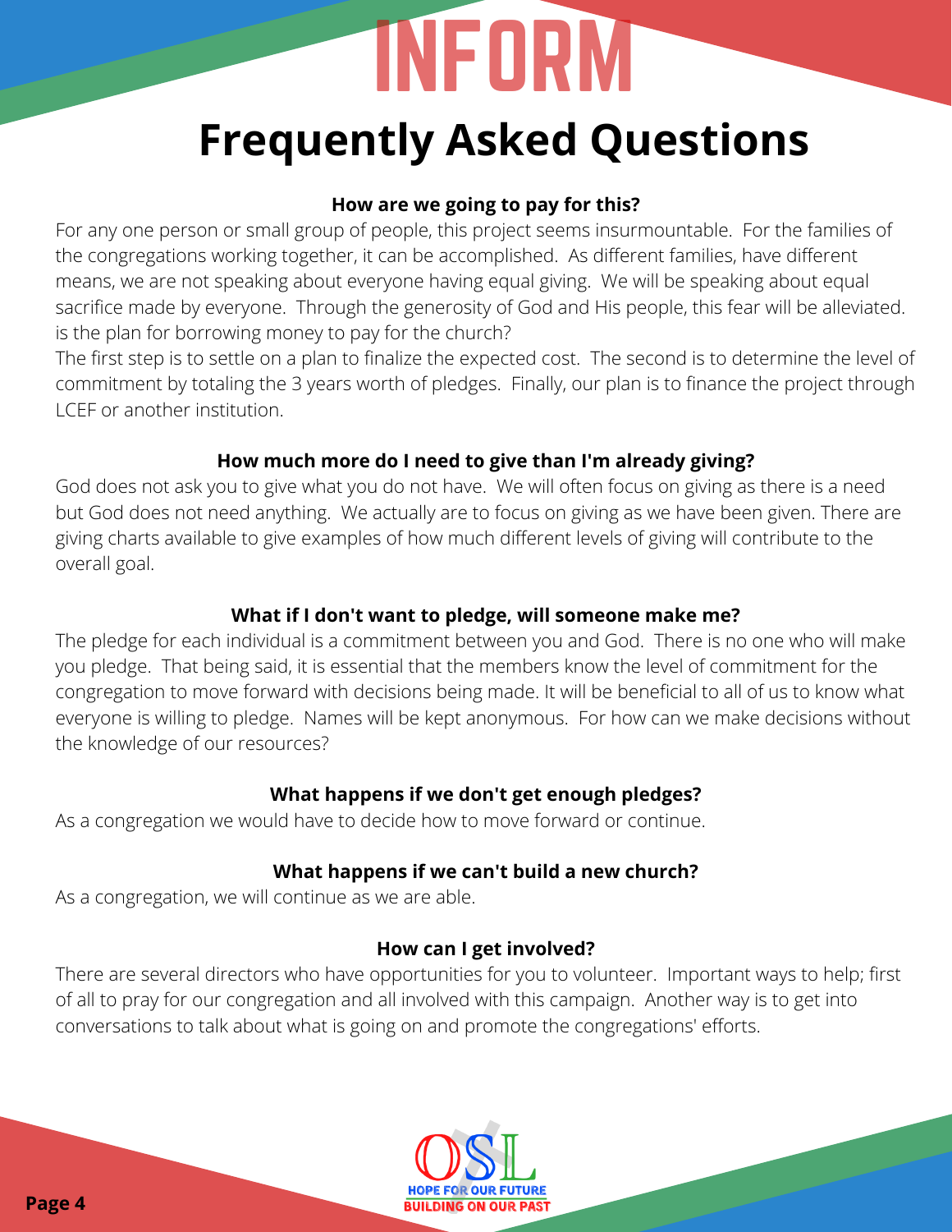# INFORM

# Frequently Asked Questions

**How are we going to pay for this?**

For any one person or small group of people, this project seems insurmountable. For the families of the congregations working together, it can be accomplished. As different families, have different means, we are not speaking about everyone having equal giving. We will be speaking about equal sacrifice made by everyone. Through the generosity of God and His people, this fear will be alleviated. is the plan for borrowing money to pay for the church?

The first step is to settle on a plan to finalize the expected cost. The second is to determine the level of commitment by totaling the 3 years worth of pledges. Finally, our plan is to finance the project through LCEF or another institution.

**How much more do I need to give than I'm already giving?**

God does not ask you to give what you do not have. We will often focus on giving as there is a need but God does not need anything. We actually are to focus on giving as we have been given. There are giving charts available to give examples of how much different levels of giving will contribute to the overall goal.

**What if I don't want to pledge, will someone make me?**

The pledge for each individual is a commitment between you and God. There is no one who will make you pledge. That being said, it is essential that the members know the level of commitment for the congregation to move forward with decisions being made. It will be beneficial to all of us to know what everyone is willing to pledge. Names will be kept anonymous. For how can we make decisions without the knowledge of our resources?

**What happens if we don't get enough pledges?**

As a congregation we would have to decide how to move forward or continue.

**What happens if we can't build a new church?**

As a congregation, we will continue as we are able.

**How can I get involved?**

There are several directors who have opportunities for you to volunteer. Important ways to help; first of all to pray for our congregation and all involved with this campaign. Another way is to get into conversations to talk about what is going on and promote the congregations' efforts.

OSL
HOPE FOR OUR FUTURE
BUILDING ON OUR PAST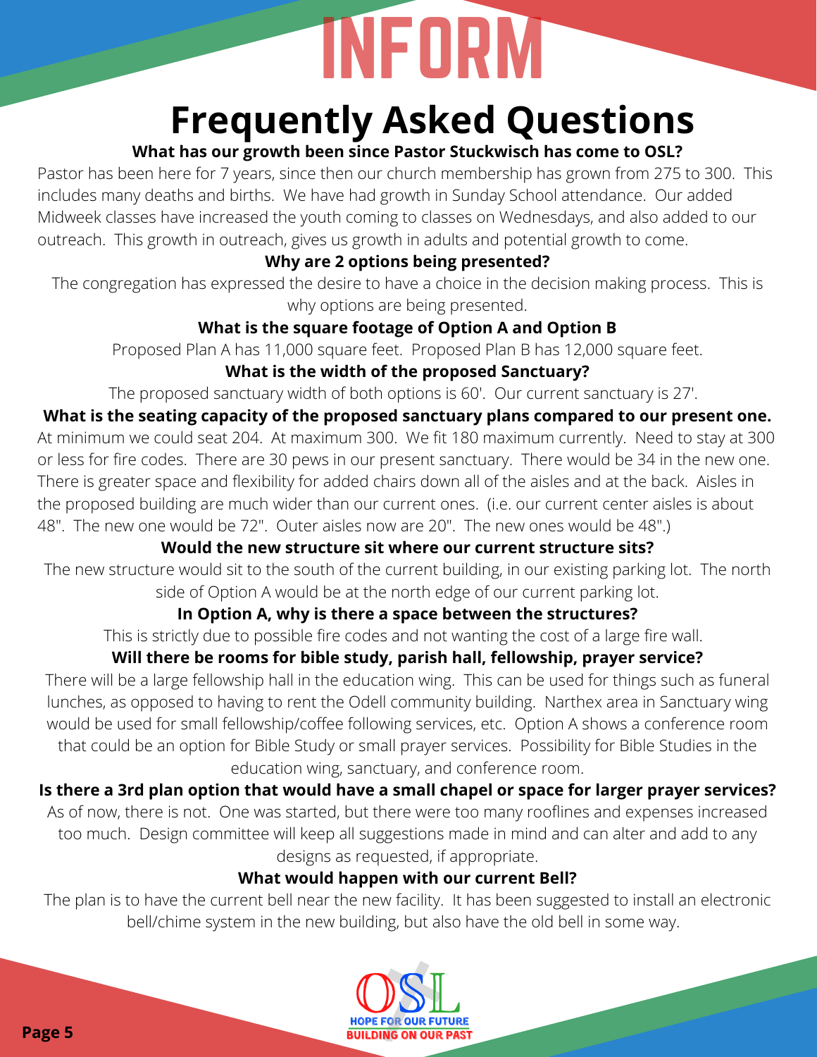# INFORM

## Frequently Asked Questions

**What has our growth been since Pastor Stuckwisch has come to OSL?**

Pastor has been here for 7 years, since then our church membership has grown from 275 to 300. This includes many deaths and births. We have had growth in Sunday School attendance. Our added Midweek classes have increased the youth coming to classes on Wednesdays, and also added to our outreach. This growth in outreach, gives us growth in adults and potential growth to come.

**Why are 2 options being presented?**

The congregation has expressed the desire to have a choice in the decision making process. This is why options are being presented.

**What is the square footage of Option A and Option B**

Proposed Plan A has 11,000 square feet. Proposed Plan B has 12,000 square feet.

**What is the width of the proposed Sanctuary?**

The proposed sanctuary width of both options is 60'. Our current sanctuary is 27'.

**What is the seating capacity of the proposed sanctuary plans compared to our present one.**

At minimum we could seat 204. At maximum 300. We fit 180 maximum currently. Need to stay at 300 or less for fire codes. There are 30 pews in our present sanctuary. There would be 34 in the new one. There is greater space and flexibility for added chairs down all of the aisles and at the back. Aisles in the proposed building are much wider than our current ones. (i.e. our current center aisles is about 48". The new one would be 72". Outer aisles now are 20". The new ones would be 48".)

**Would the new structure sit where our current structure sits?**

The new structure would sit to the south of the current building, in our existing parking lot. The north side of Option A would be at the north edge of our current parking lot.

**In Option A, why is there a space between the structures?**

This is strictly due to possible fire codes and not wanting the cost of a large fire wall.

**Will there be rooms for bible study, parish hall, fellowship, prayer service?**

There will be a large fellowship hall in the education wing. This can be used for things such as funeral lunches, as opposed to having to rent the Odell community building. Narthex area in Sanctuary wing would be used for small fellowship/coffee following services, etc. Option A shows a conference room that could be an option for Bible Study or small prayer services. Possibility for Bible Studies in the education wing, sanctuary, and conference room.

**Is there a 3rd plan option that would have a small chapel or space for larger prayer services?**

As of now, there is not. One was started, but there were too many rooflines and expenses increased too much. Design committee will keep all suggestions made in mind and can alter and add to any designs as requested, if appropriate.

**What would happen with our current Bell?**

The plan is to have the current bell near the new facility. It has been suggested to install an electronic bell/chime system in the new building, but also have the old bell in some way.

OSL
HOPE FOR OUR FUTURE
BUILDING ON OUR PAST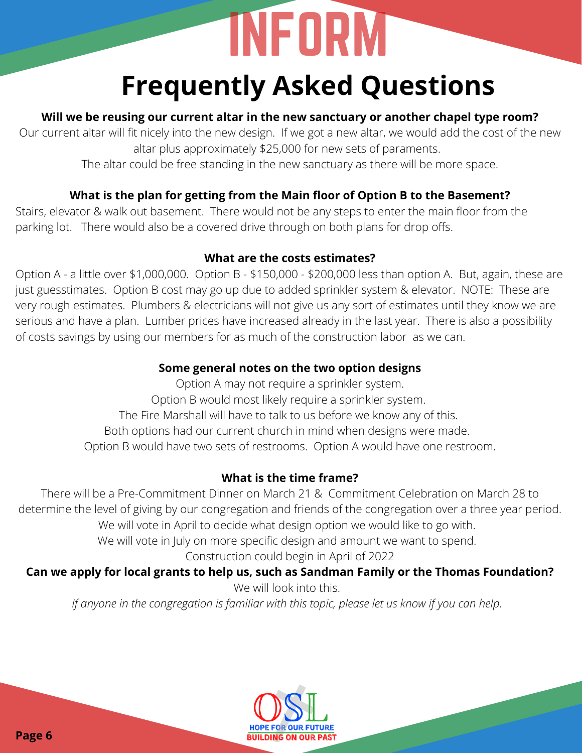# INFORM

## Frequently Asked Questions

**Will we be reusing our current altar in the new sanctuary or another chapel type room?**

Our current altar will fit nicely into the new design. If we got a new altar, we would add the cost of the new altar plus approximately $25,000 for new sets of paraments.

The altar could be free standing in the new sanctuary as there will be more space.

**What is the plan for getting from the Main floor of Option B to the Basement?**

Stairs, elevator & walk out basement. There would not be any steps to enter the main floor from the parking lot. There would also be a covered drive through on both plans for drop offs.

**What are the costs estimates?**

Option A - a little over $1,000,000. Option B - $150,000 - $200,000 less than option A. But, again, these are just guesstimates. Option B cost may go up due to added sprinkler system & elevator. NOTE: These are very rough estimates. Plumbers & electricians will not give us any sort of estimates until they know we are serious and have a plan. Lumber prices have increased already in the last year. There is also a possibility of costs savings by using our members for as much of the construction labor as we can.

**Some general notes on the two option designs**

Option A may not require a sprinkler system.

Option B would most likely require a sprinkler system.

The Fire Marshall will have to talk to us before we know any of this.

Both options had our current church in mind when designs were made.

Option B would have two sets of restrooms. Option A would have one restroom.

**What is the time frame?**

There will be a Pre-Commitment Dinner on March 21 & Commitment Celebration on March 28 to determine the level of giving by our congregation and friends of the congregation over a three year period.

We will vote in April to decide what design option we would like to go with.

We will vote in July on more specific design and amount we want to spend.

Construction could begin in April of 2022

**Can we apply for local grants to help us, such as Sandman Family or the Thomas Foundation?**

We will look into this.

*If anyone in the congregation is familiar with this topic, please let us know if you can help.*

OSL

HOPE FOR OUR FUTURE

BUILDING ON OUR PAST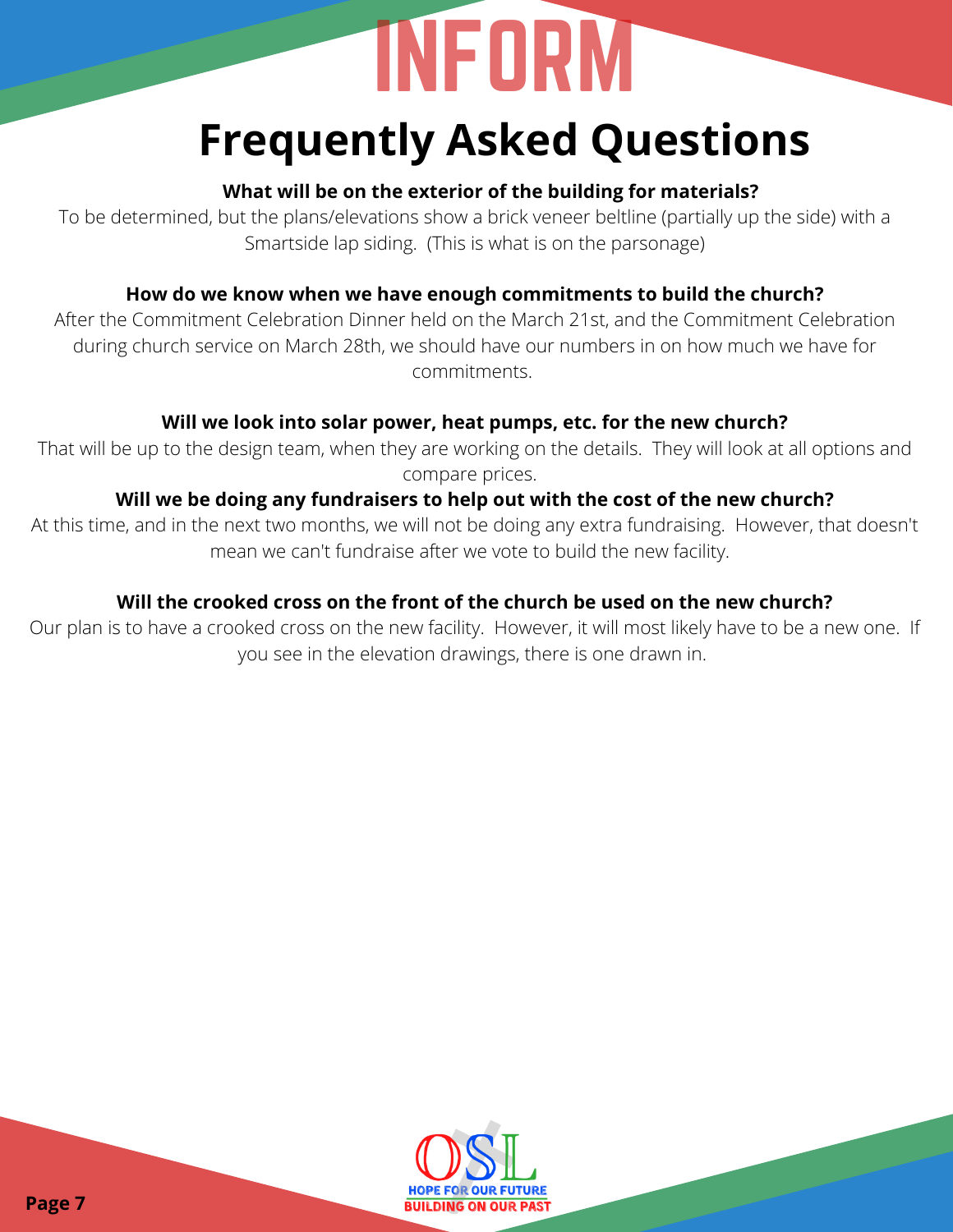# INFORM

## Frequently Asked Questions

**What will be on the exterior of the building for materials?**

To be determined, but the plans/elevations show a brick veneer beltline (partially up the side) with a Smartside lap siding. (This is what is on the parsonage)

**How do we know when we have enough commitments to build the church?**

After the Commitment Celebration Dinner held on the March 21st, and the Commitment Celebration during church service on March 28th, we should have our numbers in on how much we have for commitments.

**Will we look into solar power, heat pumps, etc. for the new church?**

That will be up to the design team, when they are working on the details. They will look at all options and compare prices.

**Will we be doing any fundraisers to help out with the cost of the new church?**

At this time, and in the next two months, we will not be doing any extra fundraising. However, that doesn't mean we can't fundraise after we vote to build the new facility.

**Will the crooked cross on the front of the church be used on the new church?**

Our plan is to have a crooked cross on the new facility. However, it will most likely have to be a new one. If you see in the elevation drawings, there is one drawn in.

OSL

HOPE FOR OUR FUTURE
BUILDING ON OUR PAST